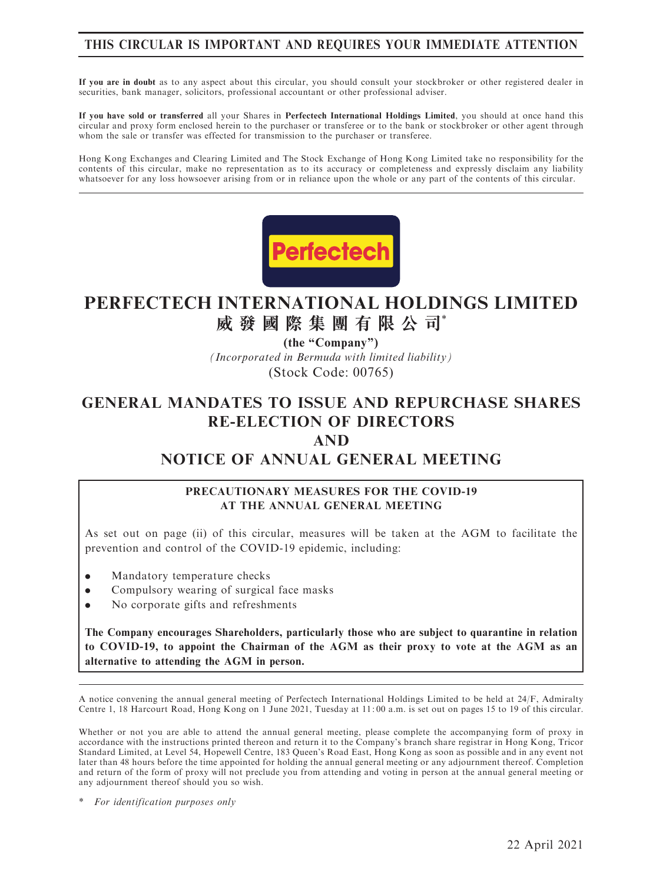**THIS CIRCULAR IS IMPORTANT AND REQUIRES YOUR IMMEDIATE ATTENTION**

**If you are in doubt** as to any aspect about this circular, you should consult your stockbroker or other registered dealer in securities, bank manager, solicitors, professional accountant or other professional adviser.

**If you have sold or transferred** all your Shares in **Perfectech International Holdings Limited**, you should at once hand this circular and proxy form enclosed herein to the purchaser or transferee or to the bank or stockbroker or other agent through whom the sale or transfer was effected for transmission to the purchaser or transferee.

Hong Kong Exchanges and Clearing Limited and The Stock Exchange of Hong Kong Limited take no responsibility for the contents of this circular, make no representation as to its accuracy or completeness and expressly disclaim any liability whatsoever for any loss howsoever arising from or in reliance upon the whole or any part of the contents of this circular.

Perfectech

# PERFECTECH INTERNATIONAL HOLDINGS LIMITED
# 威發國際集團有限公司*

**(the "Company")**

*(Incorporated in Bermuda with limited liability)*

(Stock Code: 00765)

# GENERAL MANDATES TO ISSUE AND REPURCHASE SHARES RE-ELECTION OF DIRECTORS AND NOTICE OF ANNUAL GENERAL MEETING

**PRECAUTIONARY MEASURES FOR THE COVID-19 AT THE ANNUAL GENERAL MEETING**

As set out on page (ii) of this circular, measures will be taken at the AGM to facilitate the prevention and control of the COVID-19 epidemic, including:

- Mandatory temperature checks
- Compulsory wearing of surgical face masks
- No corporate gifts and refreshments

**The Company encourages Shareholders, particularly those who are subject to quarantine in relation to COVID-19, to appoint the Chairman of the AGM as their proxy to vote at the AGM as an alternative to attending the AGM in person.**

A notice convening the annual general meeting of Perfectech International Holdings Limited to be held at 24/F, Admiralty Centre 1, 18 Harcourt Road, Hong Kong on 1 June 2021, Tuesday at 11:00 a.m. is set out on pages 15 to 19 of this circular.

Whether or not you are able to attend the annual general meeting, please complete the accompanying form of proxy in accordance with the instructions printed thereon and return it to the Company's branch share registrar in Hong Kong, Tricor Standard Limited, at Level 54, Hopewell Centre, 183 Queen's Road East, Hong Kong as soon as possible and in any event not later than 48 hours before the time appointed for holding the annual general meeting or any adjournment thereof. Completion and return of the form of proxy will not preclude you from attending and voting in person at the annual general meeting or any adjournment thereof should you so wish.

\* *For identification purposes only*

22 April 2021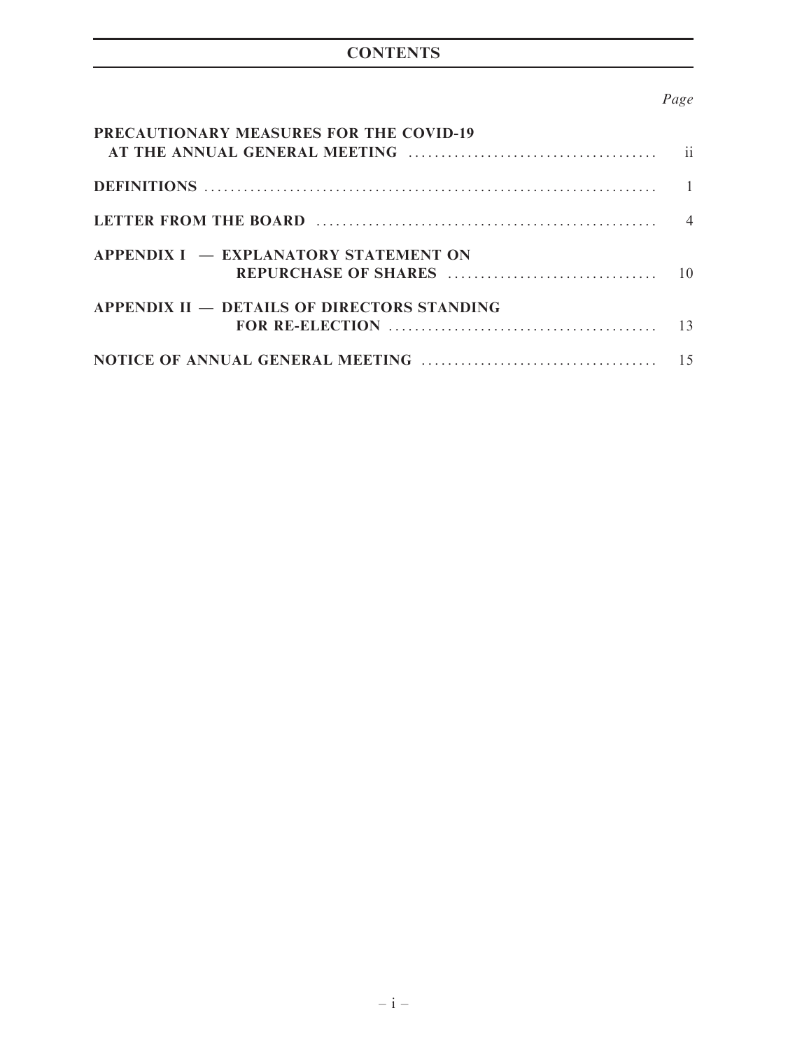# CONTENTS

| | Page |
|---|---|
| **PRECAUTIONARY MEASURES FOR THE COVID-19 AT THE ANNUAL GENERAL MEETING** | ii |
| **DEFINITIONS** | 1 |
| **LETTER FROM THE BOARD** | 4 |
| **APPENDIX I — EXPLANATORY STATEMENT ON REPURCHASE OF SHARES** | 10 |
| **APPENDIX II — DETAILS OF DIRECTORS STANDING FOR RE-ELECTION** | 13 |
| **NOTICE OF ANNUAL GENERAL MEETING** | 15 |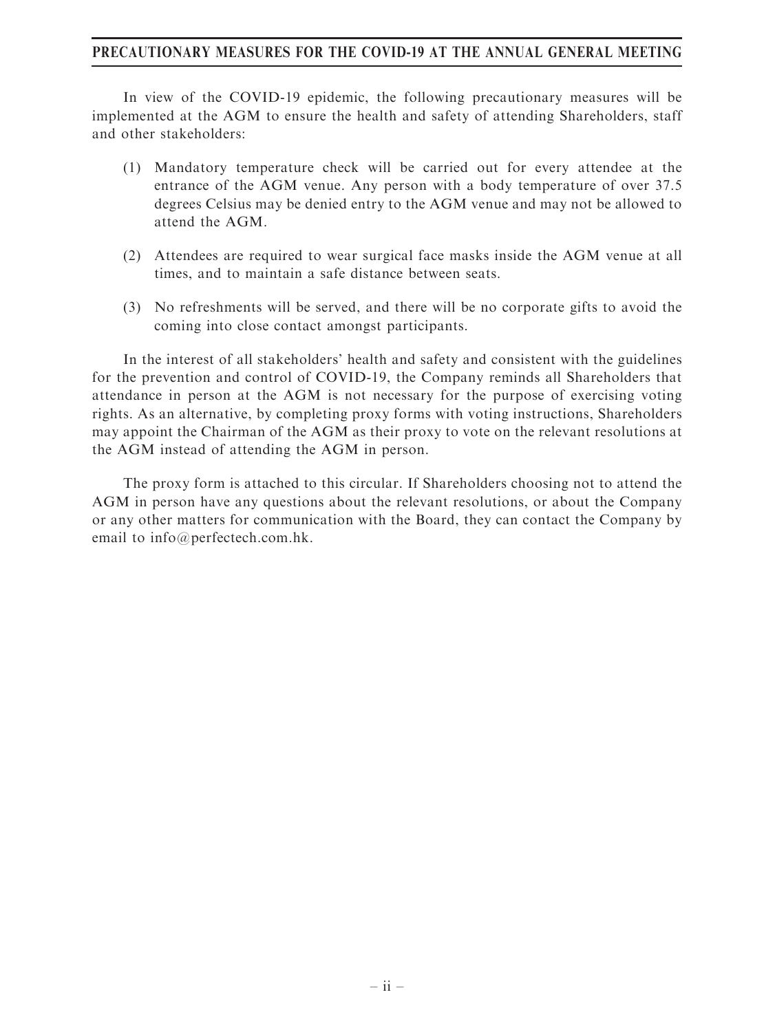# PRECAUTIONARY MEASURES FOR THE COVID-19 AT THE ANNUAL GENERAL MEETING

In view of the COVID-19 epidemic, the following precautionary measures will be implemented at the AGM to ensure the health and safety of attending Shareholders, staff and other stakeholders:

(1) Mandatory temperature check will be carried out for every attendee at the entrance of the AGM venue. Any person with a body temperature of over 37.5 degrees Celsius may be denied entry to the AGM venue and may not be allowed to attend the AGM.

(2) Attendees are required to wear surgical face masks inside the AGM venue at all times, and to maintain a safe distance between seats.

(3) No refreshments will be served, and there will be no corporate gifts to avoid the coming into close contact amongst participants.

In the interest of all stakeholders' health and safety and consistent with the guidelines for the prevention and control of COVID-19, the Company reminds all Shareholders that attendance in person at the AGM is not necessary for the purpose of exercising voting rights. As an alternative, by completing proxy forms with voting instructions, Shareholders may appoint the Chairman of the AGM as their proxy to vote on the relevant resolutions at the AGM instead of attending the AGM in person.

The proxy form is attached to this circular. If Shareholders choosing not to attend the AGM in person have any questions about the relevant resolutions, or about the Company or any other matters for communication with the Board, they can contact the Company by email to info@perfectech.com.hk.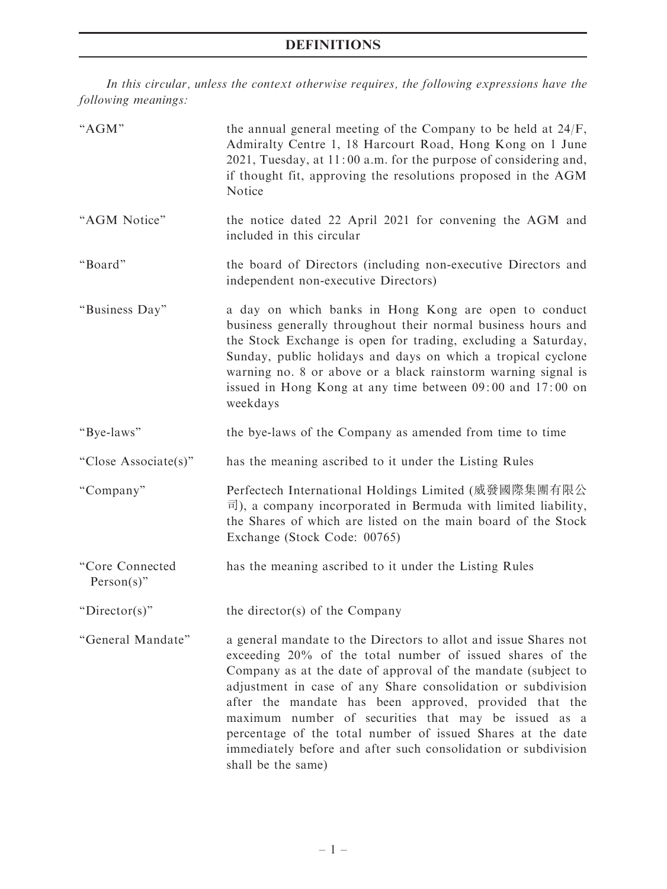# DEFINITIONS

*In this circular, unless the context otherwise requires, the following expressions have the following meanings:*

| | |
|---|---|
| "AGM" | the annual general meeting of the Company to be held at 24/F, Admiralty Centre 1, 18 Harcourt Road, Hong Kong on 1 June 2021, Tuesday, at 11:00 a.m. for the purpose of considering and, if thought fit, approving the resolutions proposed in the AGM Notice |
| "AGM Notice" | the notice dated 22 April 2021 for convening the AGM and included in this circular |
| "Board" | the board of Directors (including non-executive Directors and independent non-executive Directors) |
| "Business Day" | a day on which banks in Hong Kong are open to conduct business generally throughout their normal business hours and the Stock Exchange is open for trading, excluding a Saturday, Sunday, public holidays and days on which a tropical cyclone warning no. 8 or above or a black rainstorm warning signal is issued in Hong Kong at any time between 09:00 and 17:00 on weekdays |
| "Bye-laws" | the bye-laws of the Company as amended from time to time |
| "Close Associate(s)" | has the meaning ascribed to it under the Listing Rules |
| "Company" | Perfectech International Holdings Limited (威發國際集團有限公司), a company incorporated in Bermuda with limited liability, the Shares of which are listed on the main board of the Stock Exchange (Stock Code: 00765) |
| "Core Connected Person(s)" | has the meaning ascribed to it under the Listing Rules |
| "Director(s)" | the director(s) of the Company |
| "General Mandate" | a general mandate to the Directors to allot and issue Shares not exceeding 20% of the total number of issued shares of the Company as at the date of approval of the mandate (subject to adjustment in case of any Share consolidation or subdivision after the mandate has been approved, provided that the maximum number of securities that may be issued as a percentage of the total number of issued Shares at the date immediately before and after such consolidation or subdivision shall be the same) |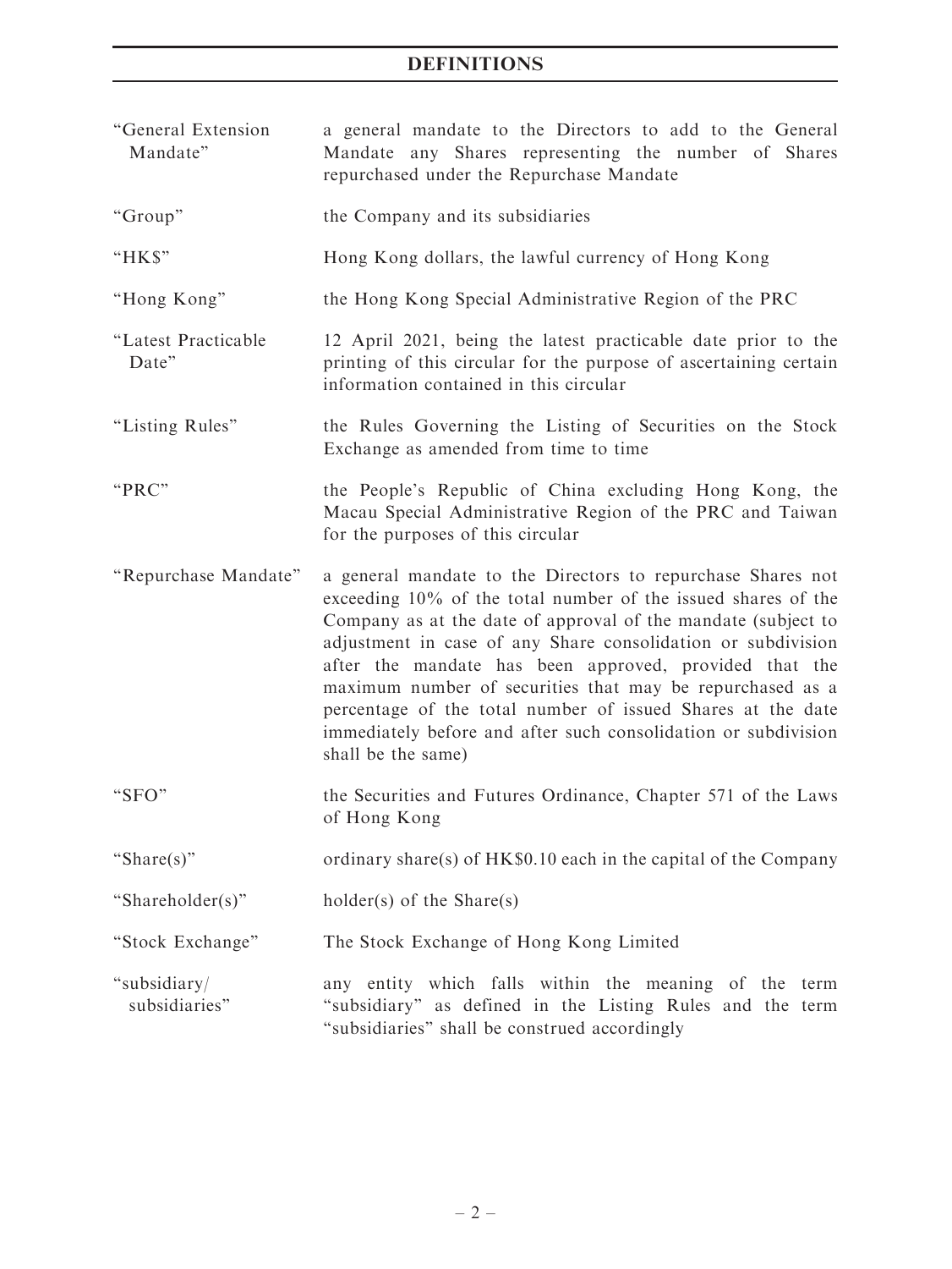# DEFINITIONS

| | |
|---|---|
| "General Extension Mandate" | a general mandate to the Directors to add to the General Mandate any Shares representing the number of Shares repurchased under the Repurchase Mandate |
| "Group" | the Company and its subsidiaries |
| "HK$" | Hong Kong dollars, the lawful currency of Hong Kong |
| "Hong Kong" | the Hong Kong Special Administrative Region of the PRC |
| "Latest Practicable Date" | 12 April 2021, being the latest practicable date prior to the printing of this circular for the purpose of ascertaining certain information contained in this circular |
| "Listing Rules" | the Rules Governing the Listing of Securities on the Stock Exchange as amended from time to time |
| "PRC" | the People's Republic of China excluding Hong Kong, the Macau Special Administrative Region of the PRC and Taiwan for the purposes of this circular |
| "Repurchase Mandate" | a general mandate to the Directors to repurchase Shares not exceeding 10% of the total number of the issued shares of the Company as at the date of approval of the mandate (subject to adjustment in case of any Share consolidation or subdivision after the mandate has been approved, provided that the maximum number of securities that may be repurchased as a percentage of the total number of issued Shares at the date immediately before and after such consolidation or subdivision shall be the same) |
| "SFO" | the Securities and Futures Ordinance, Chapter 571 of the Laws of Hong Kong |
| "Share(s)" | ordinary share(s) of HK$0.10 each in the capital of the Company |
| "Shareholder(s)" | holder(s) of the Share(s) |
| "Stock Exchange" | The Stock Exchange of Hong Kong Limited |
| "subsidiary/ subsidiaries" | any entity which falls within the meaning of the term "subsidiary" as defined in the Listing Rules and the term "subsidiaries" shall be construed accordingly |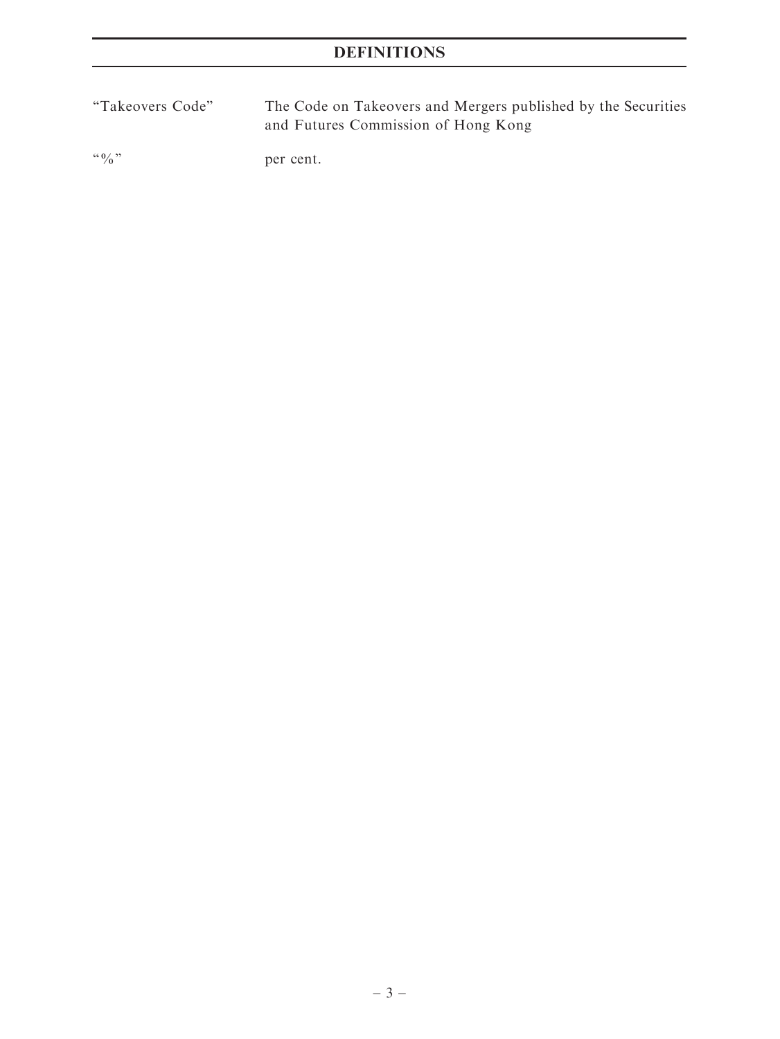# DEFINITIONS

| | |
|---|---|
| "Takeovers Code" | The Code on Takeovers and Mergers published by the Securities and Futures Commission of Hong Kong |
| "%" | per cent. |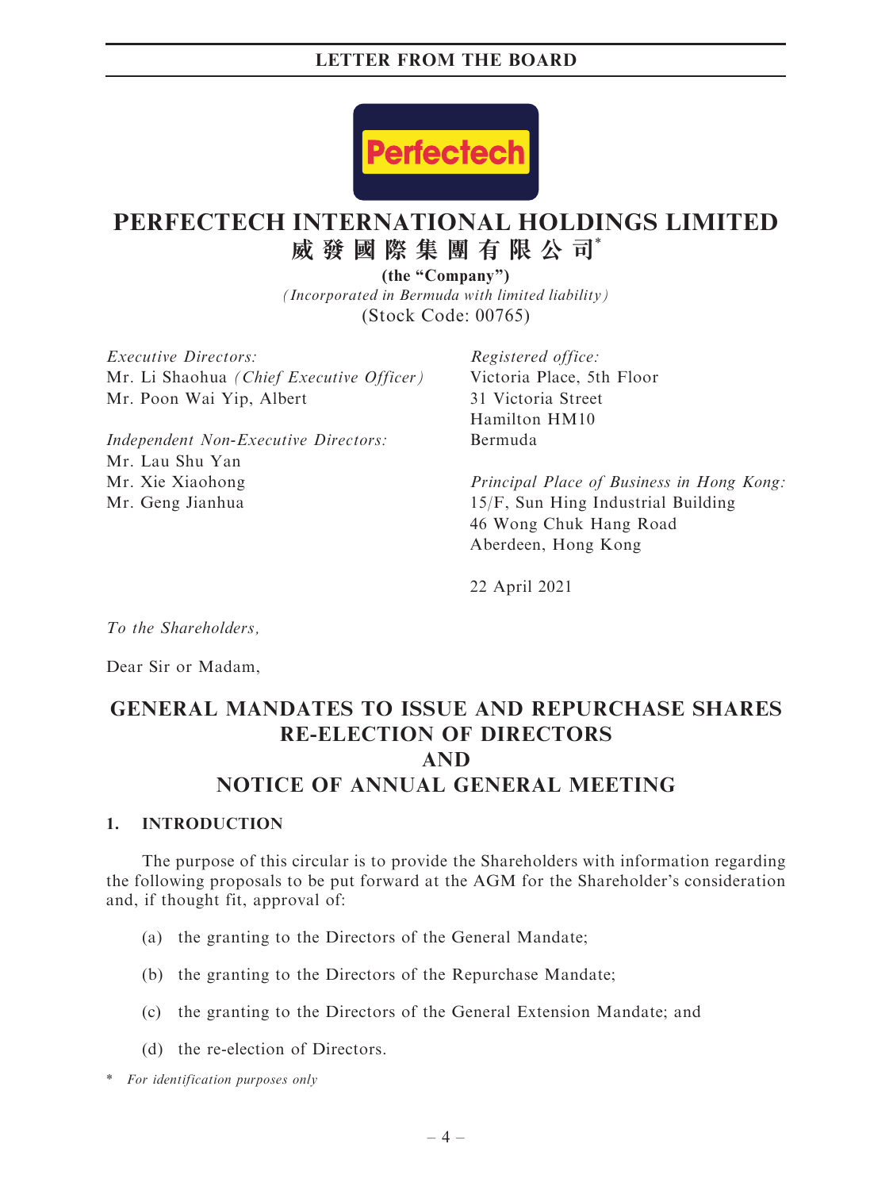LETTER FROM THE BOARD

# PERFECTECH INTERNATIONAL HOLDINGS LIMITED
# 威 發 國 際 集 團 有 限 公 司*

**(the "Company")**

*(Incorporated in Bermuda with limited liability)*

(Stock Code: 00765)

*Executive Directors:*
Mr. Li Shaohua *(Chief Executive Officer)*
Mr. Poon Wai Yip, Albert

*Independent Non-Executive Directors:*
Mr. Lau Shu Yan
Mr. Xie Xiaohong
Mr. Geng Jianhua

*Registered office:*
Victoria Place, 5th Floor
31 Victoria Street
Hamilton HM10
Bermuda

*Principal Place of Business in Hong Kong:*
15/F, Sun Hing Industrial Building
46 Wong Chuk Hang Road
Aberdeen, Hong Kong

22 April 2021

*To the Shareholders,*

Dear Sir or Madam,

## GENERAL MANDATES TO ISSUE AND REPURCHASE SHARES RE-ELECTION OF DIRECTORS AND NOTICE OF ANNUAL GENERAL MEETING

### 1. INTRODUCTION

The purpose of this circular is to provide the Shareholders with information regarding the following proposals to be put forward at the AGM for the Shareholder's consideration and, if thought fit, approval of:

(a) the granting to the Directors of the General Mandate;

(b) the granting to the Directors of the Repurchase Mandate;

(c) the granting to the Directors of the General Extension Mandate; and

(d) the re-election of Directors.

\* *For identification purposes only*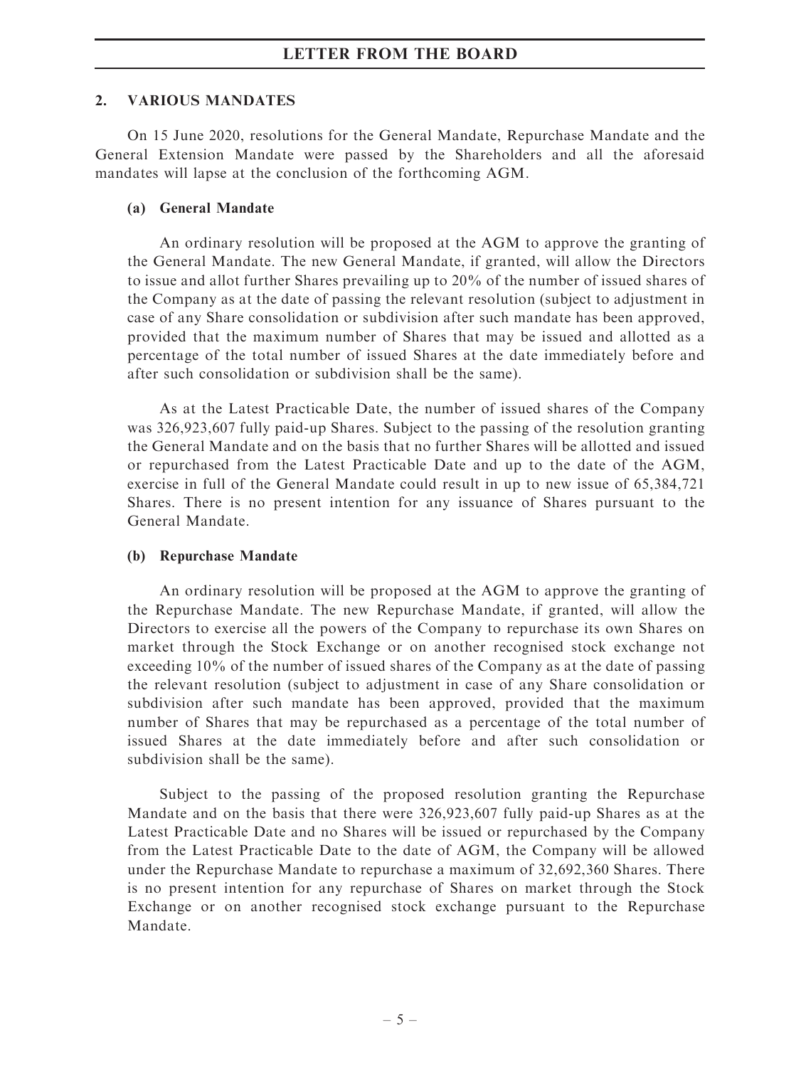## 2. VARIOUS MANDATES

On 15 June 2020, resolutions for the General Mandate, Repurchase Mandate and the General Extension Mandate were passed by the Shareholders and all the aforesaid mandates will lapse at the conclusion of the forthcoming AGM.

### (a) General Mandate

An ordinary resolution will be proposed at the AGM to approve the granting of the General Mandate. The new General Mandate, if granted, will allow the Directors to issue and allot further Shares prevailing up to 20% of the number of issued shares of the Company as at the date of passing the relevant resolution (subject to adjustment in case of any Share consolidation or subdivision after such mandate has been approved, provided that the maximum number of Shares that may be issued and allotted as a percentage of the total number of issued Shares at the date immediately before and after such consolidation or subdivision shall be the same).

As at the Latest Practicable Date, the number of issued shares of the Company was 326,923,607 fully paid-up Shares. Subject to the passing of the resolution granting the General Mandate and on the basis that no further Shares will be allotted and issued or repurchased from the Latest Practicable Date and up to the date of the AGM, exercise in full of the General Mandate could result in up to new issue of 65,384,721 Shares. There is no present intention for any issuance of Shares pursuant to the General Mandate.

### (b) Repurchase Mandate

An ordinary resolution will be proposed at the AGM to approve the granting of the Repurchase Mandate. The new Repurchase Mandate, if granted, will allow the Directors to exercise all the powers of the Company to repurchase its own Shares on market through the Stock Exchange or on another recognised stock exchange not exceeding 10% of the number of issued shares of the Company as at the date of passing the relevant resolution (subject to adjustment in case of any Share consolidation or subdivision after such mandate has been approved, provided that the maximum number of Shares that may be repurchased as a percentage of the total number of issued Shares at the date immediately before and after such consolidation or subdivision shall be the same).

Subject to the passing of the proposed resolution granting the Repurchase Mandate and on the basis that there were 326,923,607 fully paid-up Shares as at the Latest Practicable Date and no Shares will be issued or repurchased by the Company from the Latest Practicable Date to the date of AGM, the Company will be allowed under the Repurchase Mandate to repurchase a maximum of 32,692,360 Shares. There is no present intention for any repurchase of Shares on market through the Stock Exchange or on another recognised stock exchange pursuant to the Repurchase Mandate.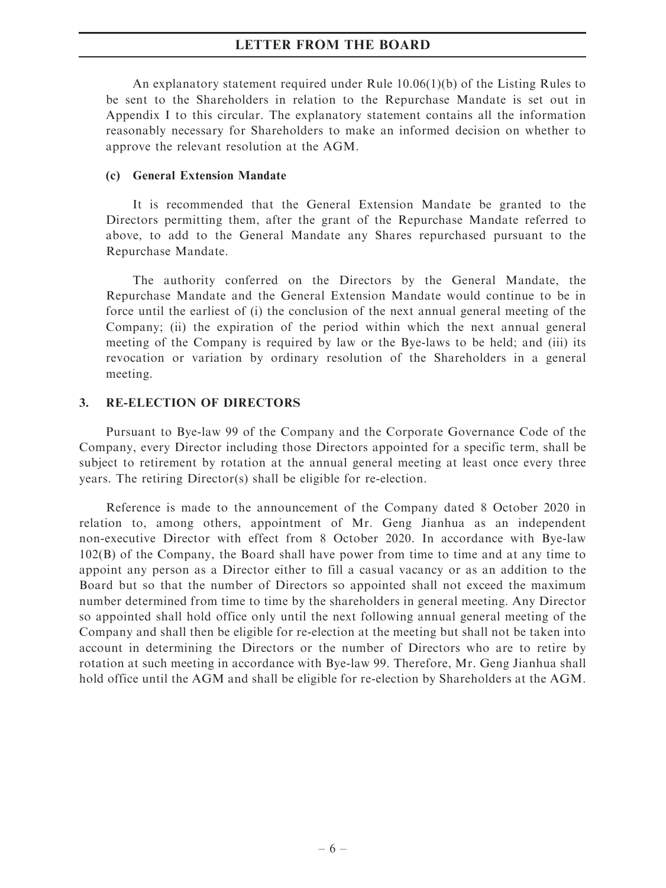An explanatory statement required under Rule 10.06(1)(b) of the Listing Rules to be sent to the Shareholders in relation to the Repurchase Mandate is set out in Appendix I to this circular. The explanatory statement contains all the information reasonably necessary for Shareholders to make an informed decision on whether to approve the relevant resolution at the AGM.

**(c) General Extension Mandate**

It is recommended that the General Extension Mandate be granted to the Directors permitting them, after the grant of the Repurchase Mandate referred to above, to add to the General Mandate any Shares repurchased pursuant to the Repurchase Mandate.

The authority conferred on the Directors by the General Mandate, the Repurchase Mandate and the General Extension Mandate would continue to be in force until the earliest of (i) the conclusion of the next annual general meeting of the Company; (ii) the expiration of the period within which the next annual general meeting of the Company is required by law or the Bye-laws to be held; and (iii) its revocation or variation by ordinary resolution of the Shareholders in a general meeting.

## 3. RE-ELECTION OF DIRECTORS

Pursuant to Bye-law 99 of the Company and the Corporate Governance Code of the Company, every Director including those Directors appointed for a specific term, shall be subject to retirement by rotation at the annual general meeting at least once every three years. The retiring Director(s) shall be eligible for re-election.

Reference is made to the announcement of the Company dated 8 October 2020 in relation to, among others, appointment of Mr. Geng Jianhua as an independent non-executive Director with effect from 8 October 2020. In accordance with Bye-law 102(B) of the Company, the Board shall have power from time to time and at any time to appoint any person as a Director either to fill a casual vacancy or as an addition to the Board but so that the number of Directors so appointed shall not exceed the maximum number determined from time to time by the shareholders in general meeting. Any Director so appointed shall hold office only until the next following annual general meeting of the Company and shall then be eligible for re-election at the meeting but shall not be taken into account in determining the Directors or the number of Directors who are to retire by rotation at such meeting in accordance with Bye-law 99. Therefore, Mr. Geng Jianhua shall hold office until the AGM and shall be eligible for re-election by Shareholders at the AGM.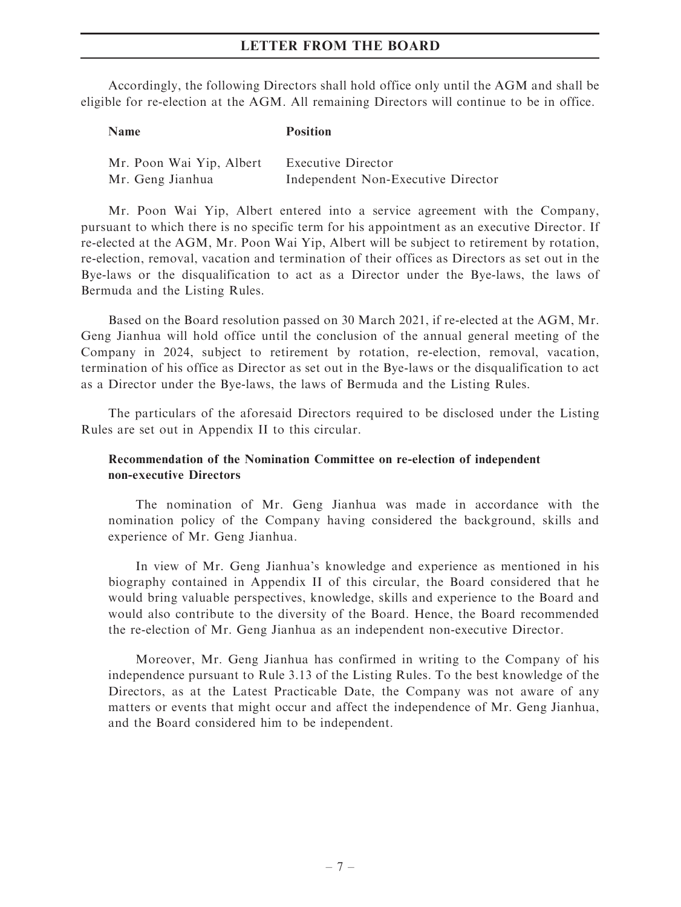Accordingly, the following Directors shall hold office only until the AGM and shall be eligible for re-election at the AGM. All remaining Directors will continue to be in office.

| Name | Position |
|---|---|
| Mr. Poon Wai Yip, Albert | Executive Director |
| Mr. Geng Jianhua | Independent Non-Executive Director |

Mr. Poon Wai Yip, Albert entered into a service agreement with the Company, pursuant to which there is no specific term for his appointment as an executive Director. If re-elected at the AGM, Mr. Poon Wai Yip, Albert will be subject to retirement by rotation, re-election, removal, vacation and termination of their offices as Directors as set out in the Bye-laws or the disqualification to act as a Director under the Bye-laws, the laws of Bermuda and the Listing Rules.

Based on the Board resolution passed on 30 March 2021, if re-elected at the AGM, Mr. Geng Jianhua will hold office until the conclusion of the annual general meeting of the Company in 2024, subject to retirement by rotation, re-election, removal, vacation, termination of his office as Director as set out in the Bye-laws or the disqualification to act as a Director under the Bye-laws, the laws of Bermuda and the Listing Rules.

The particulars of the aforesaid Directors required to be disclosed under the Listing Rules are set out in Appendix II to this circular.

**Recommendation of the Nomination Committee on re-election of independent non-executive Directors**

The nomination of Mr. Geng Jianhua was made in accordance with the nomination policy of the Company having considered the background, skills and experience of Mr. Geng Jianhua.

In view of Mr. Geng Jianhua's knowledge and experience as mentioned in his biography contained in Appendix II of this circular, the Board considered that he would bring valuable perspectives, knowledge, skills and experience to the Board and would also contribute to the diversity of the Board. Hence, the Board recommended the re-election of Mr. Geng Jianhua as an independent non-executive Director.

Moreover, Mr. Geng Jianhua has confirmed in writing to the Company of his independence pursuant to Rule 3.13 of the Listing Rules. To the best knowledge of the Directors, as at the Latest Practicable Date, the Company was not aware of any matters or events that might occur and affect the independence of Mr. Geng Jianhua, and the Board considered him to be independent.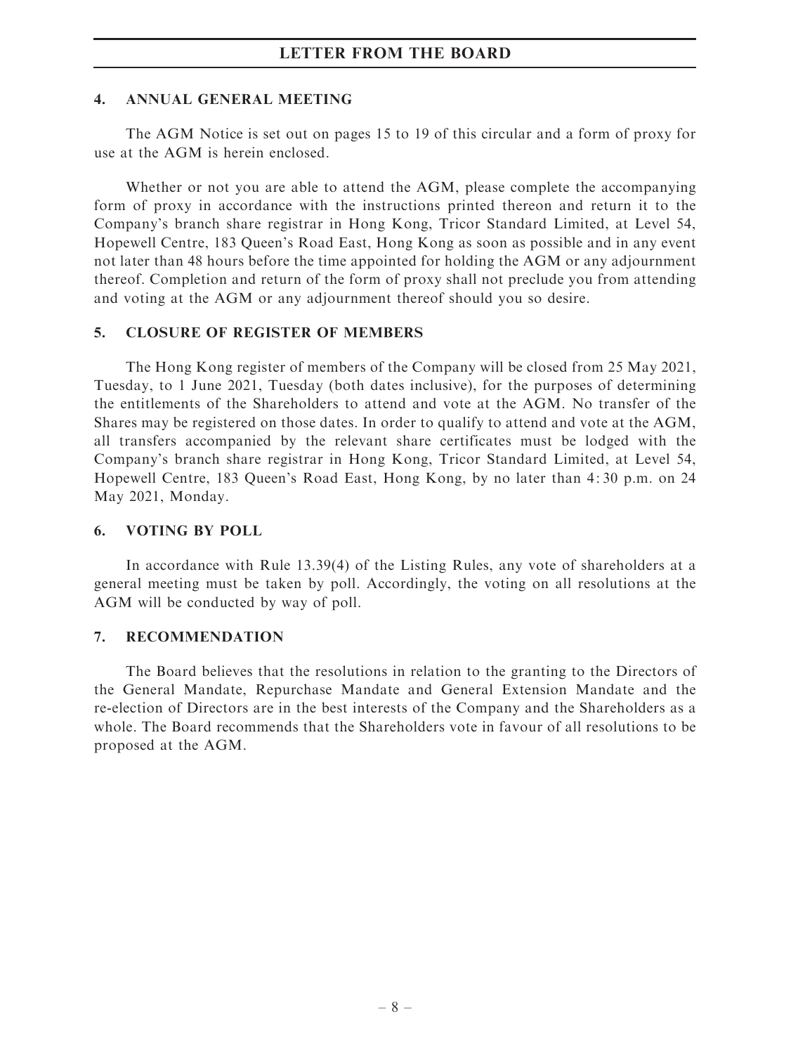## 4. ANNUAL GENERAL MEETING

The AGM Notice is set out on pages 15 to 19 of this circular and a form of proxy for use at the AGM is herein enclosed.

Whether or not you are able to attend the AGM, please complete the accompanying form of proxy in accordance with the instructions printed thereon and return it to the Company's branch share registrar in Hong Kong, Tricor Standard Limited, at Level 54, Hopewell Centre, 183 Queen's Road East, Hong Kong as soon as possible and in any event not later than 48 hours before the time appointed for holding the AGM or any adjournment thereof. Completion and return of the form of proxy shall not preclude you from attending and voting at the AGM or any adjournment thereof should you so desire.

## 5. CLOSURE OF REGISTER OF MEMBERS

The Hong Kong register of members of the Company will be closed from 25 May 2021, Tuesday, to 1 June 2021, Tuesday (both dates inclusive), for the purposes of determining the entitlements of the Shareholders to attend and vote at the AGM. No transfer of the Shares may be registered on those dates. In order to qualify to attend and vote at the AGM, all transfers accompanied by the relevant share certificates must be lodged with the Company's branch share registrar in Hong Kong, Tricor Standard Limited, at Level 54, Hopewell Centre, 183 Queen's Road East, Hong Kong, by no later than 4:30 p.m. on 24 May 2021, Monday.

## 6. VOTING BY POLL

In accordance with Rule 13.39(4) of the Listing Rules, any vote of shareholders at a general meeting must be taken by poll. Accordingly, the voting on all resolutions at the AGM will be conducted by way of poll.

## 7. RECOMMENDATION

The Board believes that the resolutions in relation to the granting to the Directors of the General Mandate, Repurchase Mandate and General Extension Mandate and the re-election of Directors are in the best interests of the Company and the Shareholders as a whole. The Board recommends that the Shareholders vote in favour of all resolutions to be proposed at the AGM.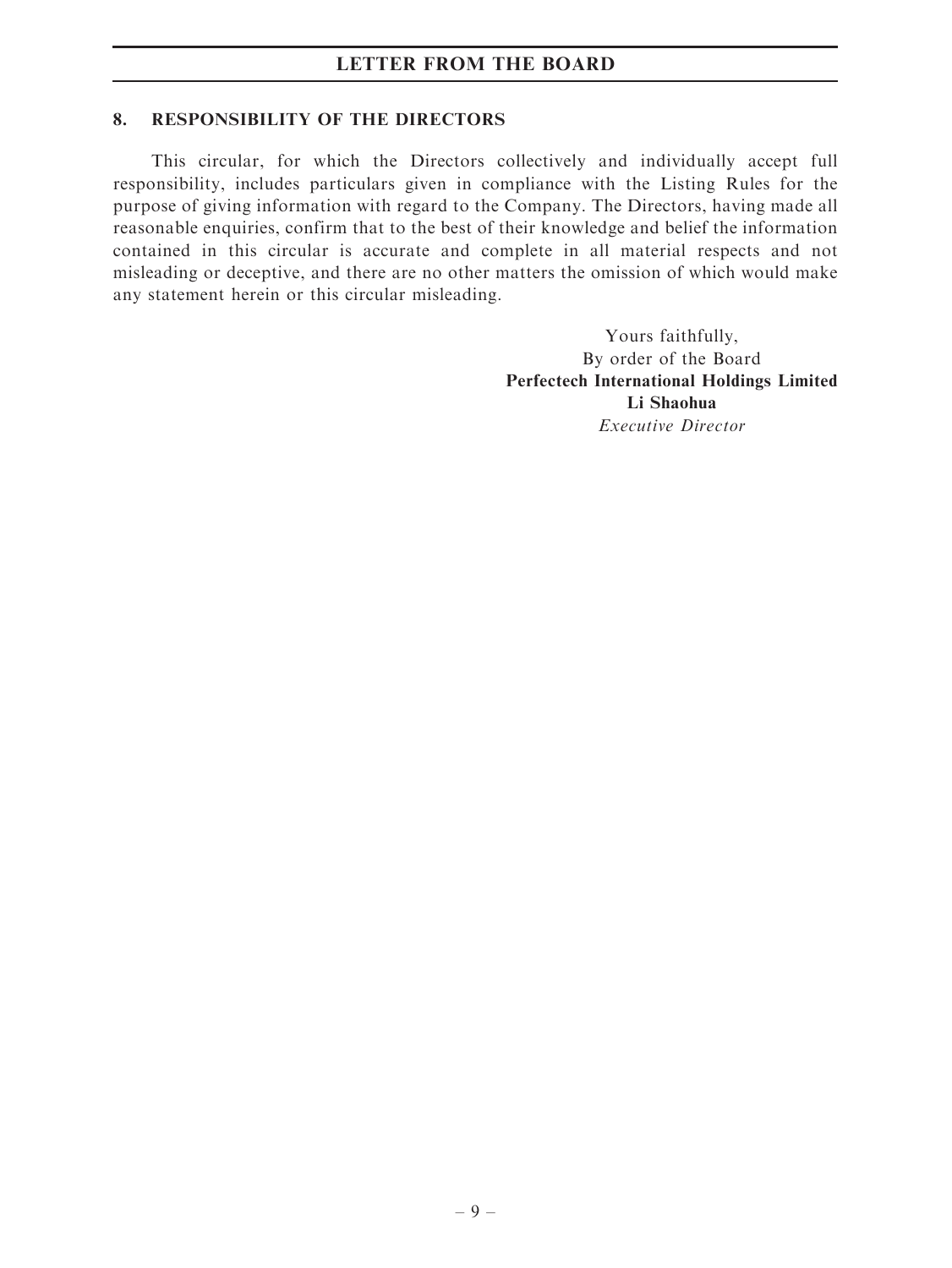## 8. RESPONSIBILITY OF THE DIRECTORS

This circular, for which the Directors collectively and individually accept full responsibility, includes particulars given in compliance with the Listing Rules for the purpose of giving information with regard to the Company. The Directors, having made all reasonable enquiries, confirm that to the best of their knowledge and belief the information contained in this circular is accurate and complete in all material respects and not misleading or deceptive, and there are no other matters the omission of which would make any statement herein or this circular misleading.

Yours faithfully,
By order of the Board
**Perfectech International Holdings Limited**
**Li Shaohua**
*Executive Director*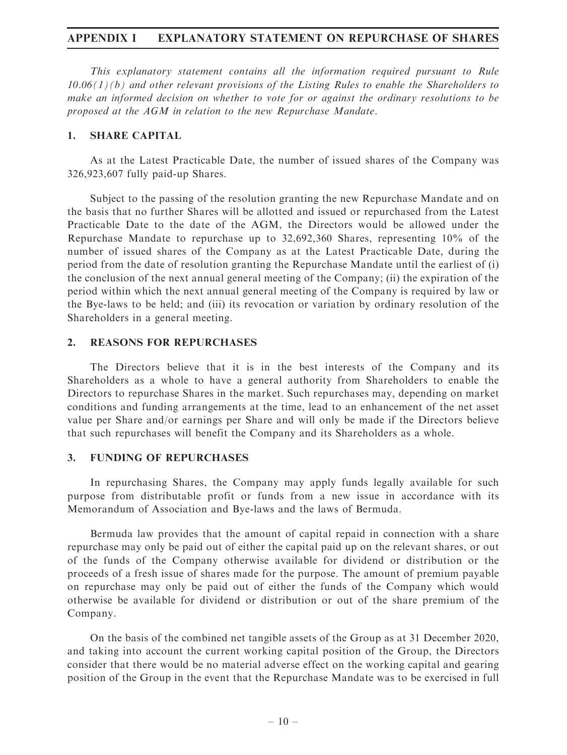# APPENDIX I EXPLANATORY STATEMENT ON REPURCHASE OF SHARES

*This explanatory statement contains all the information required pursuant to Rule 10.06(1)(b) and other relevant provisions of the Listing Rules to enable the Shareholders to make an informed decision on whether to vote for or against the ordinary resolutions to be proposed at the AGM in relation to the new Repurchase Mandate.*

## 1. SHARE CAPITAL

As at the Latest Practicable Date, the number of issued shares of the Company was 326,923,607 fully paid-up Shares.

Subject to the passing of the resolution granting the new Repurchase Mandate and on the basis that no further Shares will be allotted and issued or repurchased from the Latest Practicable Date to the date of the AGM, the Directors would be allowed under the Repurchase Mandate to repurchase up to 32,692,360 Shares, representing 10% of the number of issued shares of the Company as at the Latest Practicable Date, during the period from the date of resolution granting the Repurchase Mandate until the earliest of (i) the conclusion of the next annual general meeting of the Company; (ii) the expiration of the period within which the next annual general meeting of the Company is required by law or the Bye-laws to be held; and (iii) its revocation or variation by ordinary resolution of the Shareholders in a general meeting.

## 2. REASONS FOR REPURCHASES

The Directors believe that it is in the best interests of the Company and its Shareholders as a whole to have a general authority from Shareholders to enable the Directors to repurchase Shares in the market. Such repurchases may, depending on market conditions and funding arrangements at the time, lead to an enhancement of the net asset value per Share and/or earnings per Share and will only be made if the Directors believe that such repurchases will benefit the Company and its Shareholders as a whole.

## 3. FUNDING OF REPURCHASES

In repurchasing Shares, the Company may apply funds legally available for such purpose from distributable profit or funds from a new issue in accordance with its Memorandum of Association and Bye-laws and the laws of Bermuda.

Bermuda law provides that the amount of capital repaid in connection with a share repurchase may only be paid out of either the capital paid up on the relevant shares, or out of the funds of the Company otherwise available for dividend or distribution or the proceeds of a fresh issue of shares made for the purpose. The amount of premium payable on repurchase may only be paid out of either the funds of the Company which would otherwise be available for dividend or distribution or out of the share premium of the Company.

On the basis of the combined net tangible assets of the Group as at 31 December 2020, and taking into account the current working capital position of the Group, the Directors consider that there would be no material adverse effect on the working capital and gearing position of the Group in the event that the Repurchase Mandate was to be exercised in full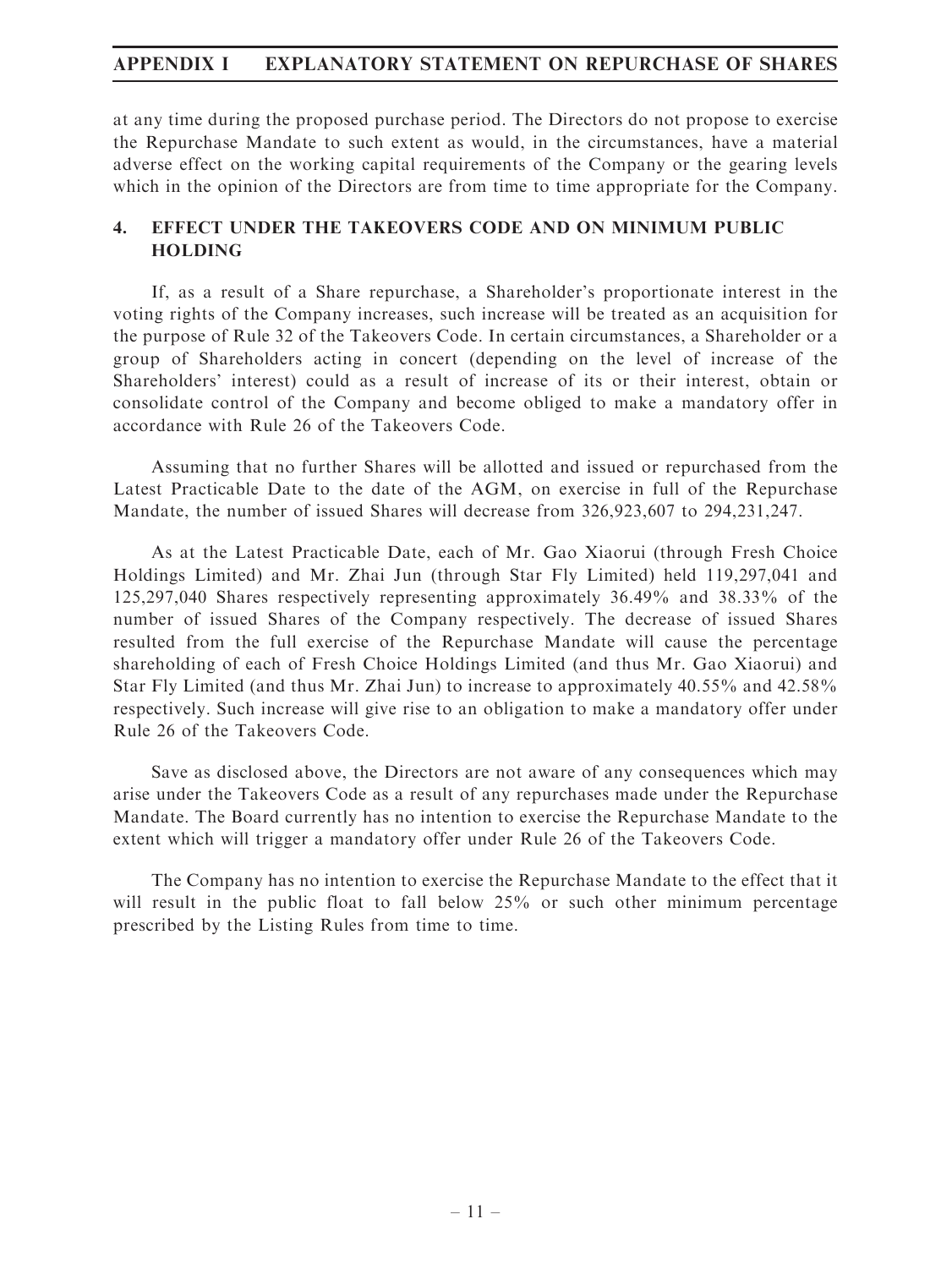at any time during the proposed purchase period. The Directors do not propose to exercise the Repurchase Mandate to such extent as would, in the circumstances, have a material adverse effect on the working capital requirements of the Company or the gearing levels which in the opinion of the Directors are from time to time appropriate for the Company.

## 4. EFFECT UNDER THE TAKEOVERS CODE AND ON MINIMUM PUBLIC HOLDING

If, as a result of a Share repurchase, a Shareholder's proportionate interest in the voting rights of the Company increases, such increase will be treated as an acquisition for the purpose of Rule 32 of the Takeovers Code. In certain circumstances, a Shareholder or a group of Shareholders acting in concert (depending on the level of increase of the Shareholders' interest) could as a result of increase of its or their interest, obtain or consolidate control of the Company and become obliged to make a mandatory offer in accordance with Rule 26 of the Takeovers Code.

Assuming that no further Shares will be allotted and issued or repurchased from the Latest Practicable Date to the date of the AGM, on exercise in full of the Repurchase Mandate, the number of issued Shares will decrease from 326,923,607 to 294,231,247.

As at the Latest Practicable Date, each of Mr. Gao Xiaorui (through Fresh Choice Holdings Limited) and Mr. Zhai Jun (through Star Fly Limited) held 119,297,041 and 125,297,040 Shares respectively representing approximately 36.49% and 38.33% of the number of issued Shares of the Company respectively. The decrease of issued Shares resulted from the full exercise of the Repurchase Mandate will cause the percentage shareholding of each of Fresh Choice Holdings Limited (and thus Mr. Gao Xiaorui) and Star Fly Limited (and thus Mr. Zhai Jun) to increase to approximately 40.55% and 42.58% respectively. Such increase will give rise to an obligation to make a mandatory offer under Rule 26 of the Takeovers Code.

Save as disclosed above, the Directors are not aware of any consequences which may arise under the Takeovers Code as a result of any repurchases made under the Repurchase Mandate. The Board currently has no intention to exercise the Repurchase Mandate to the extent which will trigger a mandatory offer under Rule 26 of the Takeovers Code.

The Company has no intention to exercise the Repurchase Mandate to the effect that it will result in the public float to fall below 25% or such other minimum percentage prescribed by the Listing Rules from time to time.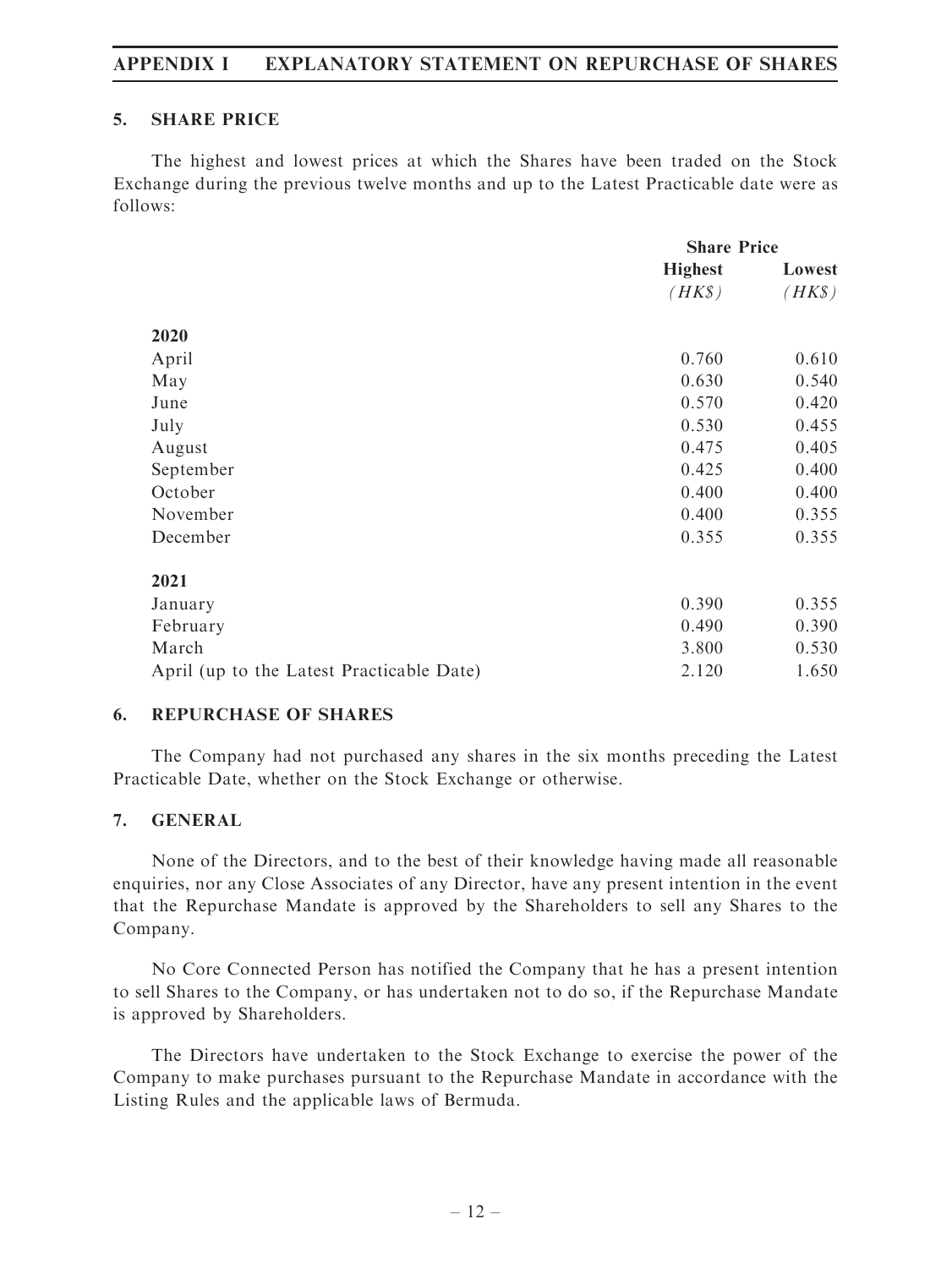## 5. SHARE PRICE

The highest and lowest prices at which the Shares have been traded on the Stock Exchange during the previous twelve months and up to the Latest Practicable date were as follows:

| | Share Price | |
|---|---|---|
| | **Highest** *(HK$)* | **Lowest** *(HK$)* |
| **2020** | | |
| April | 0.760 | 0.610 |
| May | 0.630 | 0.540 |
| June | 0.570 | 0.420 |
| July | 0.530 | 0.455 |
| August | 0.475 | 0.405 |
| September | 0.425 | 0.400 |
| October | 0.400 | 0.400 |
| November | 0.400 | 0.355 |
| December | 0.355 | 0.355 |
| **2021** | | |
| January | 0.390 | 0.355 |
| February | 0.490 | 0.390 |
| March | 3.800 | 0.530 |
| April (up to the Latest Practicable Date) | 2.120 | 1.650 |

## 6. REPURCHASE OF SHARES

The Company had not purchased any shares in the six months preceding the Latest Practicable Date, whether on the Stock Exchange or otherwise.

## 7. GENERAL

None of the Directors, and to the best of their knowledge having made all reasonable enquiries, nor any Close Associates of any Director, have any present intention in the event that the Repurchase Mandate is approved by the Shareholders to sell any Shares to the Company.

No Core Connected Person has notified the Company that he has a present intention to sell Shares to the Company, or has undertaken not to do so, if the Repurchase Mandate is approved by Shareholders.

The Directors have undertaken to the Stock Exchange to exercise the power of the Company to make purchases pursuant to the Repurchase Mandate in accordance with the Listing Rules and the applicable laws of Bermuda.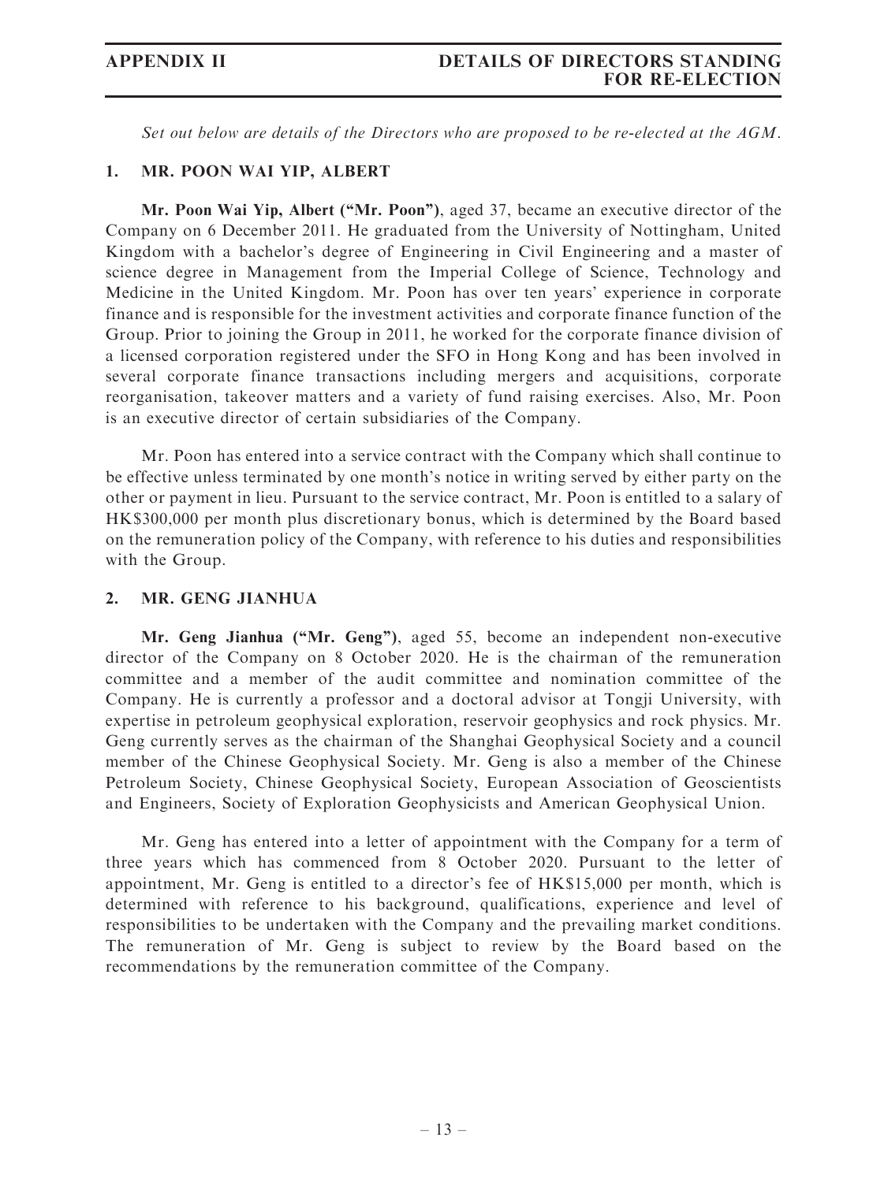*Set out below are details of the Directors who are proposed to be re-elected at the AGM.*

## 1. MR. POON WAI YIP, ALBERT

**Mr. Poon Wai Yip, Albert ("Mr. Poon")**, aged 37, became an executive director of the Company on 6 December 2011. He graduated from the University of Nottingham, United Kingdom with a bachelor's degree of Engineering in Civil Engineering and a master of science degree in Management from the Imperial College of Science, Technology and Medicine in the United Kingdom. Mr. Poon has over ten years' experience in corporate finance and is responsible for the investment activities and corporate finance function of the Group. Prior to joining the Group in 2011, he worked for the corporate finance division of a licensed corporation registered under the SFO in Hong Kong and has been involved in several corporate finance transactions including mergers and acquisitions, corporate reorganisation, takeover matters and a variety of fund raising exercises. Also, Mr. Poon is an executive director of certain subsidiaries of the Company.

Mr. Poon has entered into a service contract with the Company which shall continue to be effective unless terminated by one month's notice in writing served by either party on the other or payment in lieu. Pursuant to the service contract, Mr. Poon is entitled to a salary of HK$300,000 per month plus discretionary bonus, which is determined by the Board based on the remuneration policy of the Company, with reference to his duties and responsibilities with the Group.

## 2. MR. GENG JIANHUA

**Mr. Geng Jianhua ("Mr. Geng")**, aged 55, become an independent non-executive director of the Company on 8 October 2020. He is the chairman of the remuneration committee and a member of the audit committee and nomination committee of the Company. He is currently a professor and a doctoral advisor at Tongji University, with expertise in petroleum geophysical exploration, reservoir geophysics and rock physics. Mr. Geng currently serves as the chairman of the Shanghai Geophysical Society and a council member of the Chinese Geophysical Society. Mr. Geng is also a member of the Chinese Petroleum Society, Chinese Geophysical Society, European Association of Geoscientists and Engineers, Society of Exploration Geophysicists and American Geophysical Union.

Mr. Geng has entered into a letter of appointment with the Company for a term of three years which has commenced from 8 October 2020. Pursuant to the letter of appointment, Mr. Geng is entitled to a director's fee of HK$15,000 per month, which is determined with reference to his background, qualifications, experience and level of responsibilities to be undertaken with the Company and the prevailing market conditions. The remuneration of Mr. Geng is subject to review by the Board based on the recommendations by the remuneration committee of the Company.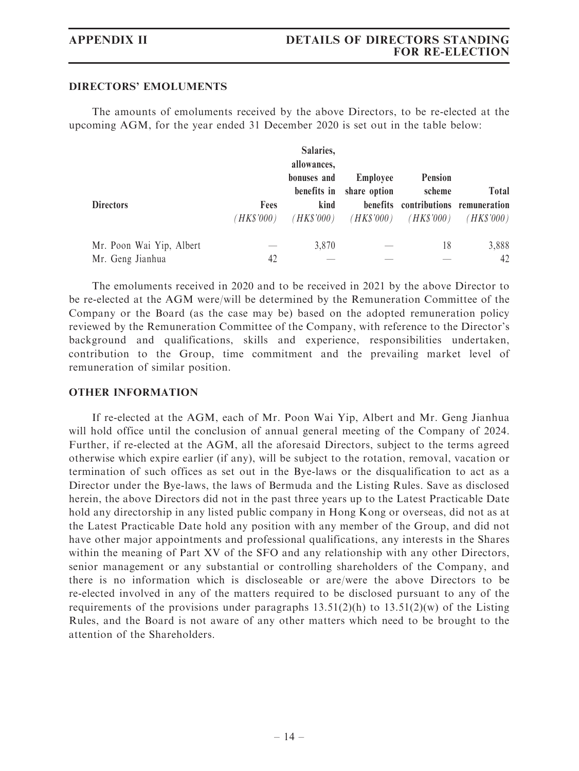## DIRECTORS' EMOLUMENTS

The amounts of emoluments received by the above Directors, to be re-elected at the upcoming AGM, for the year ended 31 December 2020 is set out in the table below:

| Directors | Fees (HK$'000) | Salaries, allowances, bonuses and benefits in kind (HK$'000) | Employee share option benefits (HK$'000) | Pension scheme contributions (HK$'000) | Total remuneration (HK$'000) |
|---|---|---|---|---|---|
| Mr. Poon Wai Yip, Albert | — | 3,870 | — | 18 | 3,888 |
| Mr. Geng Jianhua | 42 | — | — | — | 42 |

The emoluments received in 2020 and to be received in 2021 by the above Director to be re-elected at the AGM were/will be determined by the Remuneration Committee of the Company or the Board (as the case may be) based on the adopted remuneration policy reviewed by the Remuneration Committee of the Company, with reference to the Director's background and qualifications, skills and experience, responsibilities undertaken, contribution to the Group, time commitment and the prevailing market level of remuneration of similar position.

## OTHER INFORMATION

If re-elected at the AGM, each of Mr. Poon Wai Yip, Albert and Mr. Geng Jianhua will hold office until the conclusion of annual general meeting of the Company of 2024. Further, if re-elected at the AGM, all the aforesaid Directors, subject to the terms agreed otherwise which expire earlier (if any), will be subject to the rotation, removal, vacation or termination of such offices as set out in the Bye-laws or the disqualification to act as a Director under the Bye-laws, the laws of Bermuda and the Listing Rules. Save as disclosed herein, the above Directors did not in the past three years up to the Latest Practicable Date hold any directorship in any listed public company in Hong Kong or overseas, did not as at the Latest Practicable Date hold any position with any member of the Group, and did not have other major appointments and professional qualifications, any interests in the Shares within the meaning of Part XV of the SFO and any relationship with any other Directors, senior management or any substantial or controlling shareholders of the Company, and there is no information which is discloseable or are/were the above Directors to be re-elected involved in any of the matters required to be disclosed pursuant to any of the requirements of the provisions under paragraphs 13.51(2)(h) to 13.51(2)(w) of the Listing Rules, and the Board is not aware of any other matters which need to be brought to the attention of the Shareholders.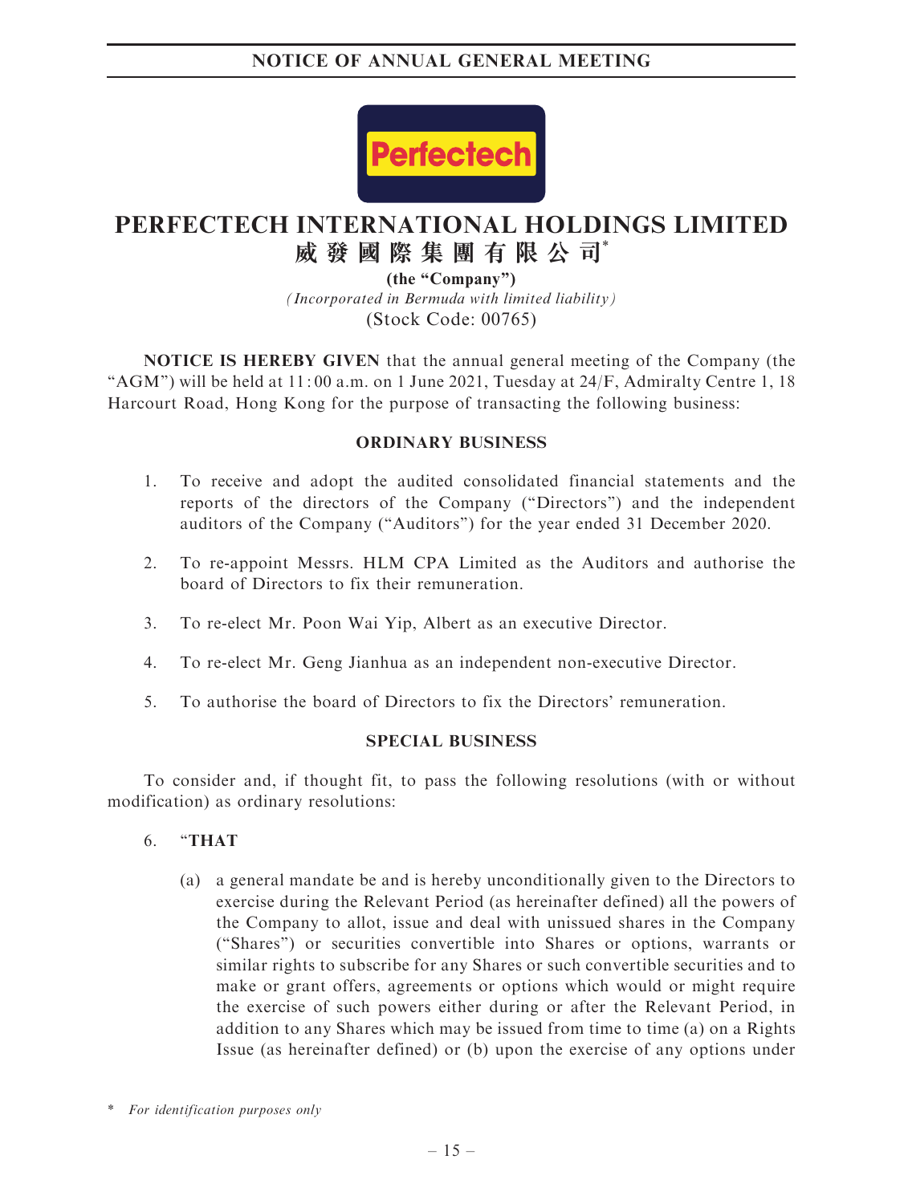## NOTICE OF ANNUAL GENERAL MEETING

# PERFECTECH INTERNATIONAL HOLDINGS LIMITED
# 威發國際集團有限公司*

**(the "Company")**

*(Incorporated in Bermuda with limited liability)*

(Stock Code: 00765)

**NOTICE IS HEREBY GIVEN** that the annual general meeting of the Company (the "AGM") will be held at 11:00 a.m. on 1 June 2021, Tuesday at 24/F, Admiralty Centre 1, 18 Harcourt Road, Hong Kong for the purpose of transacting the following business:

### ORDINARY BUSINESS

1. To receive and adopt the audited consolidated financial statements and the reports of the directors of the Company ("Directors") and the independent auditors of the Company ("Auditors") for the year ended 31 December 2020.
2. To re-appoint Messrs. HLM CPA Limited as the Auditors and authorise the board of Directors to fix their remuneration.
3. To re-elect Mr. Poon Wai Yip, Albert as an executive Director.
4. To re-elect Mr. Geng Jianhua as an independent non-executive Director.
5. To authorise the board of Directors to fix the Directors' remuneration.

### SPECIAL BUSINESS

To consider and, if thought fit, to pass the following resolutions (with or without modification) as ordinary resolutions:

6. "**THAT**

   (a) a general mandate be and is hereby unconditionally given to the Directors to exercise during the Relevant Period (as hereinafter defined) all the powers of the Company to allot, issue and deal with unissued shares in the Company ("Shares") or securities convertible into Shares or options, warrants or similar rights to subscribe for any Shares or such convertible securities and to make or grant offers, agreements or options which would or might require the exercise of such powers either during or after the Relevant Period, in addition to any Shares which may be issued from time to time (a) on a Rights Issue (as hereinafter defined) or (b) upon the exercise of any options under

\* *For identification purposes only*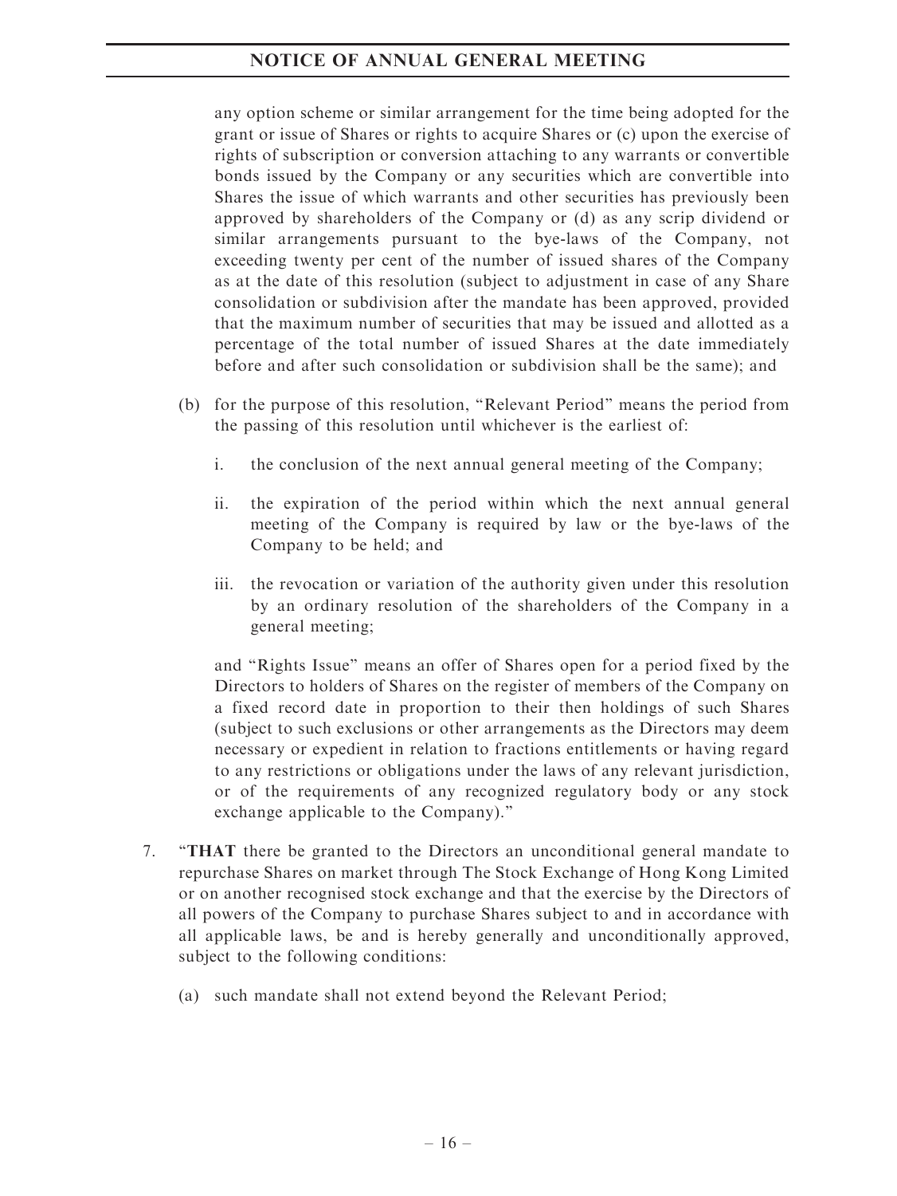any option scheme or similar arrangement for the time being adopted for the grant or issue of Shares or rights to acquire Shares or (c) upon the exercise of rights of subscription or conversion attaching to any warrants or convertible bonds issued by the Company or any securities which are convertible into Shares the issue of which warrants and other securities has previously been approved by shareholders of the Company or (d) as any scrip dividend or similar arrangements pursuant to the bye-laws of the Company, not exceeding twenty per cent of the number of issued shares of the Company as at the date of this resolution (subject to adjustment in case of any Share consolidation or subdivision after the mandate has been approved, provided that the maximum number of securities that may be issued and allotted as a percentage of the total number of issued Shares at the date immediately before and after such consolidation or subdivision shall be the same); and

(b) for the purpose of this resolution, "Relevant Period" means the period from the passing of this resolution until whichever is the earliest of:

   i. the conclusion of the next annual general meeting of the Company;

   ii. the expiration of the period within which the next annual general meeting of the Company is required by law or the bye-laws of the Company to be held; and

   iii. the revocation or variation of the authority given under this resolution by an ordinary resolution of the shareholders of the Company in a general meeting;

and "Rights Issue" means an offer of Shares open for a period fixed by the Directors to holders of Shares on the register of members of the Company on a fixed record date in proportion to their then holdings of such Shares (subject to such exclusions or other arrangements as the Directors may deem necessary or expedient in relation to fractions entitlements or having regard to any restrictions or obligations under the laws of any relevant jurisdiction, or of the requirements of any recognized regulatory body or any stock exchange applicable to the Company)."

7. "**THAT** there be granted to the Directors an unconditional general mandate to repurchase Shares on market through The Stock Exchange of Hong Kong Limited or on another recognised stock exchange and that the exercise by the Directors of all powers of the Company to purchase Shares subject to and in accordance with all applicable laws, be and is hereby generally and unconditionally approved, subject to the following conditions:

   (a) such mandate shall not extend beyond the Relevant Period;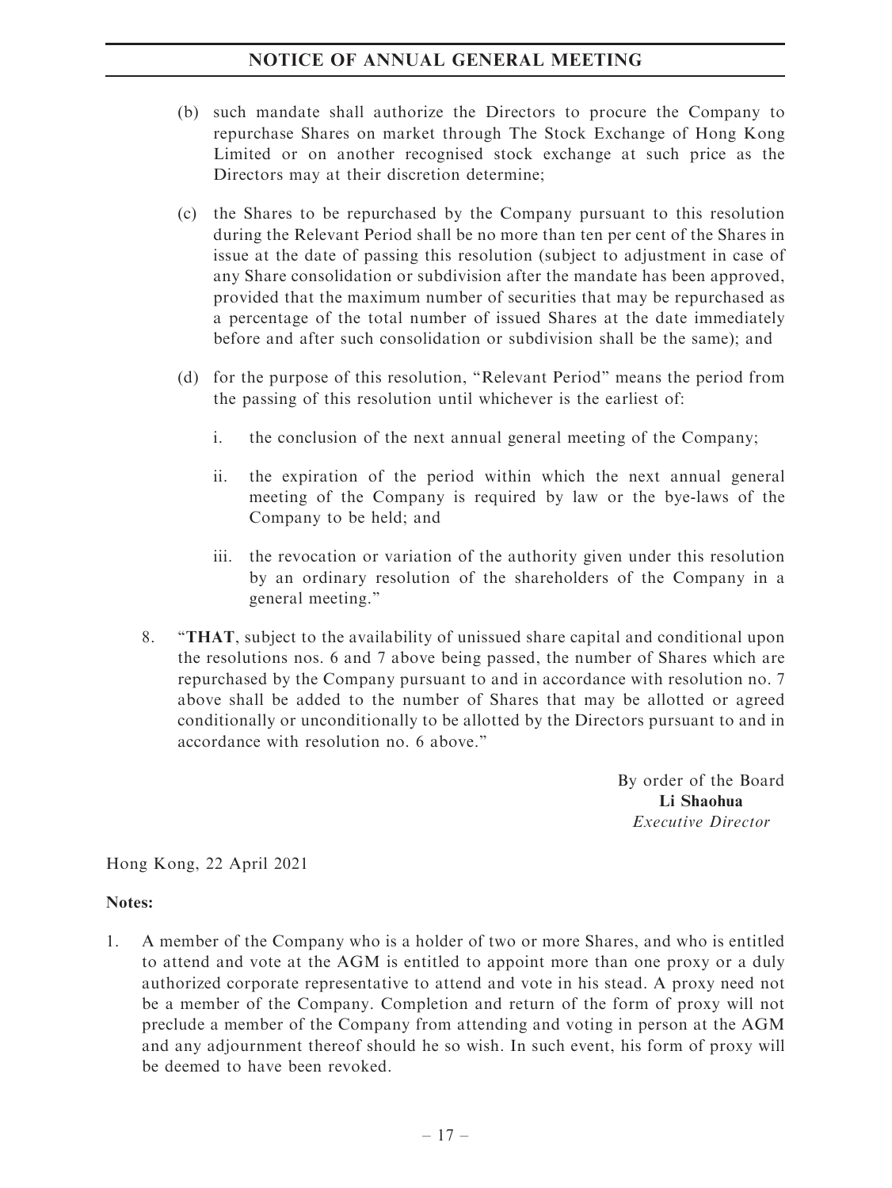(b) such mandate shall authorize the Directors to procure the Company to repurchase Shares on market through The Stock Exchange of Hong Kong Limited or on another recognised stock exchange at such price as the Directors may at their discretion determine;

(c) the Shares to be repurchased by the Company pursuant to this resolution during the Relevant Period shall be no more than ten per cent of the Shares in issue at the date of passing this resolution (subject to adjustment in case of any Share consolidation or subdivision after the mandate has been approved, provided that the maximum number of securities that may be repurchased as a percentage of the total number of issued Shares at the date immediately before and after such consolidation or subdivision shall be the same); and

(d) for the purpose of this resolution, "Relevant Period" means the period from the passing of this resolution until whichever is the earliest of:

i. the conclusion of the next annual general meeting of the Company;

ii. the expiration of the period within which the next annual general meeting of the Company is required by law or the bye-laws of the Company to be held; and

iii. the revocation or variation of the authority given under this resolution by an ordinary resolution of the shareholders of the Company in a general meeting."

8. "**THAT**, subject to the availability of unissued share capital and conditional upon the resolutions nos. 6 and 7 above being passed, the number of Shares which are repurchased by the Company pursuant to and in accordance with resolution no. 7 above shall be added to the number of Shares that may be allotted or agreed conditionally or unconditionally to be allotted by the Directors pursuant to and in accordance with resolution no. 6 above."

By order of the Board
**Li Shaohua**
*Executive Director*

Hong Kong, 22 April 2021

**Notes:**

1. A member of the Company who is a holder of two or more Shares, and who is entitled to attend and vote at the AGM is entitled to appoint more than one proxy or a duly authorized corporate representative to attend and vote in his stead. A proxy need not be a member of the Company. Completion and return of the form of proxy will not preclude a member of the Company from attending and voting in person at the AGM and any adjournment thereof should he so wish. In such event, his form of proxy will be deemed to have been revoked.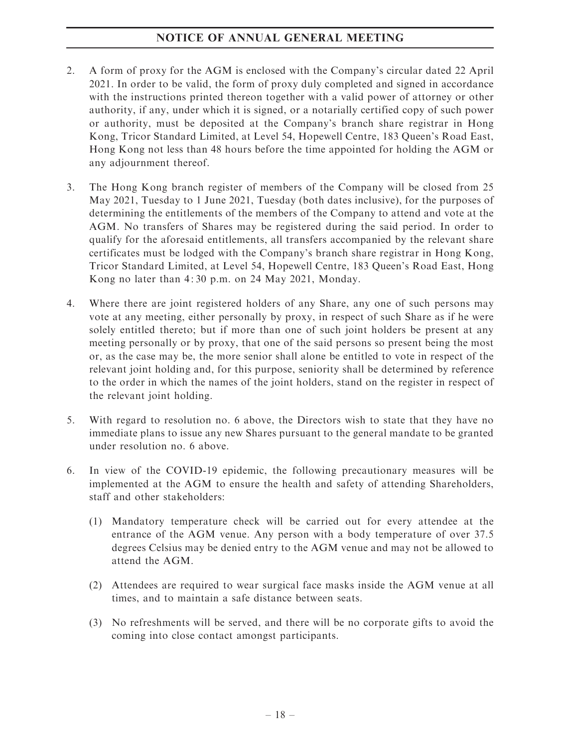2. A form of proxy for the AGM is enclosed with the Company's circular dated 22 April 2021. In order to be valid, the form of proxy duly completed and signed in accordance with the instructions printed thereon together with a valid power of attorney or other authority, if any, under which it is signed, or a notarially certified copy of such power or authority, must be deposited at the Company's branch share registrar in Hong Kong, Tricor Standard Limited, at Level 54, Hopewell Centre, 183 Queen's Road East, Hong Kong not less than 48 hours before the time appointed for holding the AGM or any adjournment thereof.

3. The Hong Kong branch register of members of the Company will be closed from 25 May 2021, Tuesday to 1 June 2021, Tuesday (both dates inclusive), for the purposes of determining the entitlements of the members of the Company to attend and vote at the AGM. No transfers of Shares may be registered during the said period. In order to qualify for the aforesaid entitlements, all transfers accompanied by the relevant share certificates must be lodged with the Company's branch share registrar in Hong Kong, Tricor Standard Limited, at Level 54, Hopewell Centre, 183 Queen's Road East, Hong Kong no later than 4:30 p.m. on 24 May 2021, Monday.

4. Where there are joint registered holders of any Share, any one of such persons may vote at any meeting, either personally by proxy, in respect of such Share as if he were solely entitled thereto; but if more than one of such joint holders be present at any meeting personally or by proxy, that one of the said persons so present being the most or, as the case may be, the more senior shall alone be entitled to vote in respect of the relevant joint holding and, for this purpose, seniority shall be determined by reference to the order in which the names of the joint holders, stand on the register in respect of the relevant joint holding.

5. With regard to resolution no. 6 above, the Directors wish to state that they have no immediate plans to issue any new Shares pursuant to the general mandate to be granted under resolution no. 6 above.

6. In view of the COVID-19 epidemic, the following precautionary measures will be implemented at the AGM to ensure the health and safety of attending Shareholders, staff and other stakeholders:

   (1) Mandatory temperature check will be carried out for every attendee at the entrance of the AGM venue. Any person with a body temperature of over 37.5 degrees Celsius may be denied entry to the AGM venue and may not be allowed to attend the AGM.

   (2) Attendees are required to wear surgical face masks inside the AGM venue at all times, and to maintain a safe distance between seats.

   (3) No refreshments will be served, and there will be no corporate gifts to avoid the coming into close contact amongst participants.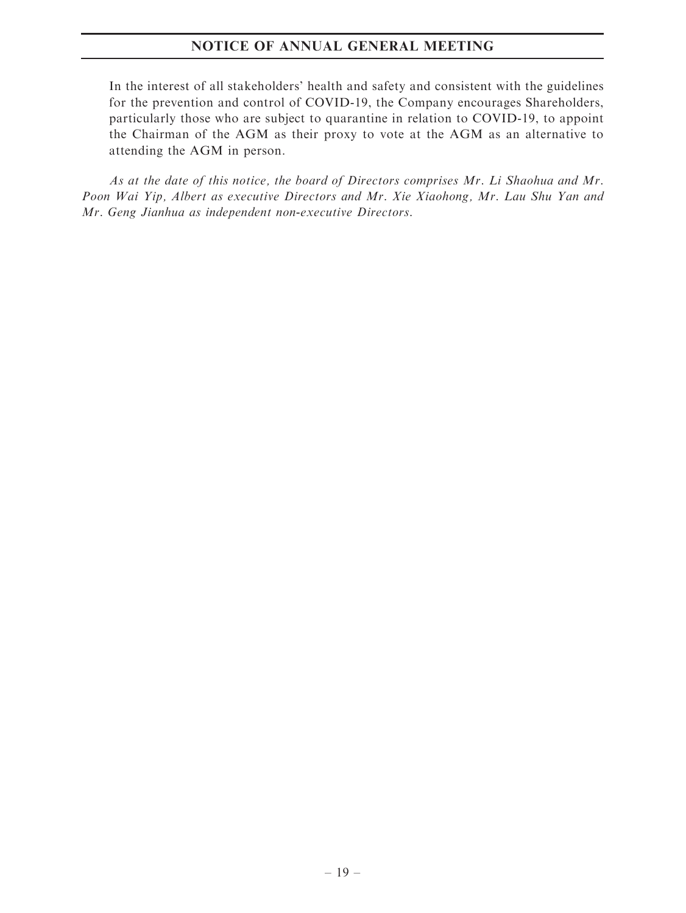In the interest of all stakeholders' health and safety and consistent with the guidelines for the prevention and control of COVID-19, the Company encourages Shareholders, particularly those who are subject to quarantine in relation to COVID-19, to appoint the Chairman of the AGM as their proxy to vote at the AGM as an alternative to attending the AGM in person.

*As at the date of this notice, the board of Directors comprises Mr. Li Shaohua and Mr. Poon Wai Yip, Albert as executive Directors and Mr. Xie Xiaohong, Mr. Lau Shu Yan and Mr. Geng Jianhua as independent non-executive Directors.*